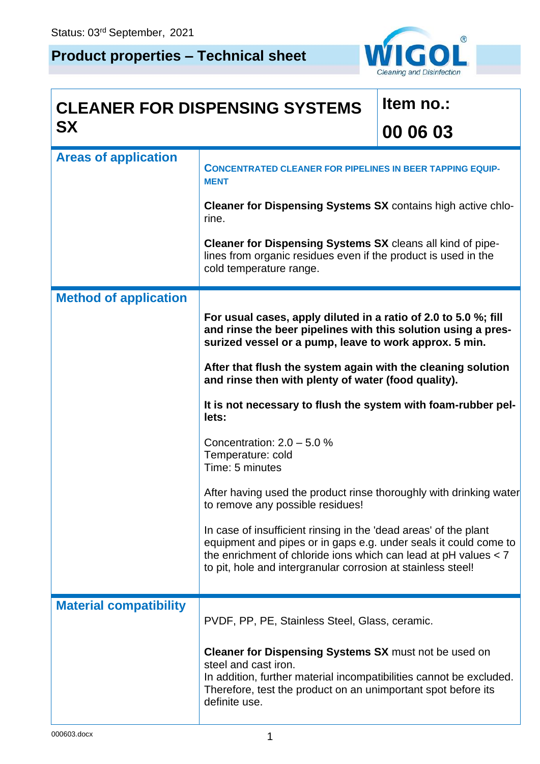Status: 03rd September, 2021

# Product properties – Technical sheet

## CLEANER FOR DISPENSING SYSTEMS SX

**Item no.: 00 06 03**

### Areas of application

**CONCENTRATED CLEANER FOR PIPELINES IN BEER TAPPING EQUIPMENT**

**Cleaner for Dispensing Systems SX** contains high active chlorine.

**Cleaner for Dispensing Systems SX** cleans all kind of pipelines from organic residues even if the product is used in the cold temperature range.

### Method of application

**For usual cases, apply diluted in a ratio of 2.0 to 5.0 %; fill and rinse the beer pipelines with this solution using a pressurized vessel or a pump, leave to work approx. 5 min.**

**After that flush the system again with the cleaning solution and rinse then with plenty of water (food quality).**

**It is not necessary to flush the system with foam-rubber pellets:**

Concentration: 2.0 – 5.0 %
Temperature: cold
Time: 5 minutes

After having used the product rinse thoroughly with drinking water to remove any possible residues!

In case of insufficient rinsing in the 'dead areas' of the plant equipment and pipes or in gaps e.g. under seals it could come to the enrichment of chloride ions which can lead at pH values < 7 to pit, hole and intergranular corrosion at stainless steel!

### Material compatibility

PVDF, PP, PE, Stainless Steel, Glass, ceramic.

**Cleaner for Dispensing Systems SX** must not be used on steel and cast iron.
In addition, further material incompatibilities cannot be excluded. Therefore, test the product on an unimportant spot before its definite use.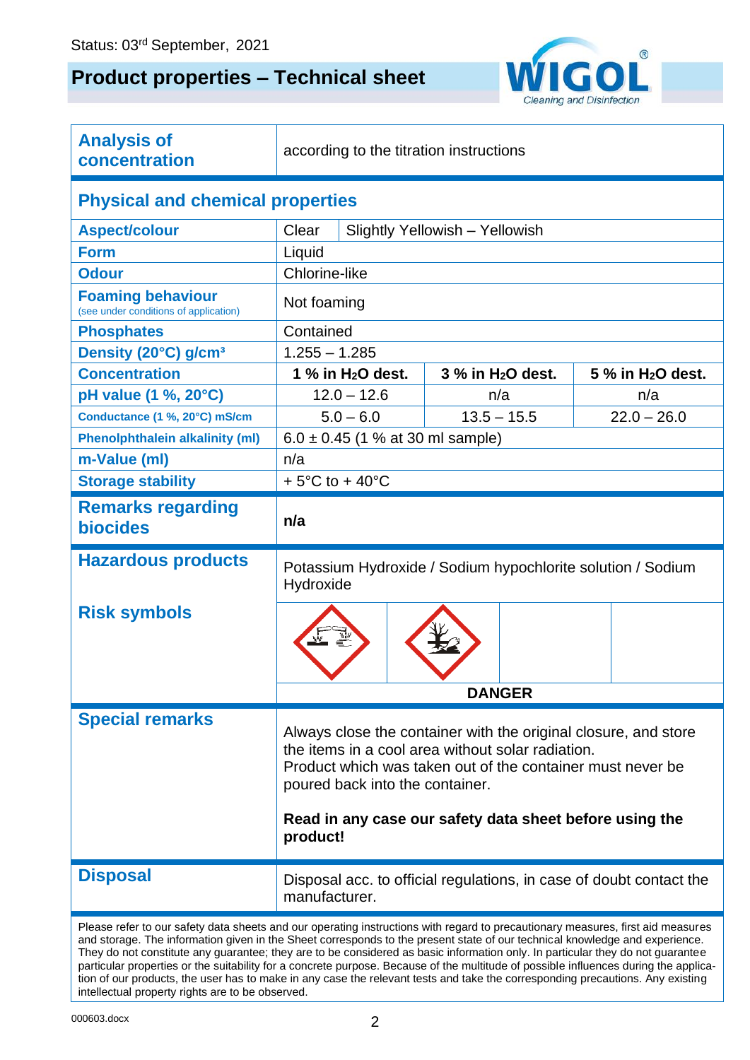Status: 03rd September, 2021

# Product properties – Technical sheet

WIGOL® Cleaning and Disinfection

| | | | |
|---|---|---|---|
| **Analysis of concentration** | according to the titration instructions | | |
| **Physical and chemical properties** | | | |
| **Aspect/colour** | Clear | Slightly Yellowish – Yellowish | |
| **Form** | Liquid | | |
| **Odour** | Chlorine-like | | |
| **Foaming behaviour** (see under conditions of application) | Not foaming | | |
| **Phosphates** | Contained | | |
| **Density (20°C) g/cm³** | 1.255 – 1.285 | | |
| **Concentration** | **1 % in $H_2O$ dest.** | **3 % in $H_2O$ dest.** | **5 % in $H_2O$ dest.** |
| **pH value (1 %, 20°C)** | 12.0 – 12.6 | n/a | n/a |
| **Conductance (1 %, 20°C) mS/cm** | 5.0 – 6.0 | 13.5 – 15.5 | 22.0 – 26.0 |
| **Phenolphthalein alkalinity (ml)** | 6.0 ± 0.45 (1 % at 30 ml sample) | | |
| **m-Value (ml)** | n/a | | |
| **Storage stability** | + 5°C to + 40°C | | |
| **Remarks regarding biocides** | **n/a** | | |
| **Hazardous products** | Potassium Hydroxide / Sodium hypochlorite solution / Sodium Hydroxide | | |
| **Risk symbols** | **DANGER** | | |
| **Special remarks** | Always close the container with the original closure, and store the items in a cool area without solar radiation. Product which was taken out of the container must never be poured back into the container. **Read in any case our safety data sheet before using the product!** | | |
| **Disposal** | Disposal acc. to official regulations, in case of doubt contact the manufacturer. | | |

Please refer to our safety data sheets and our operating instructions with regard to precautionary measures, first aid measures and storage. The information given in the Sheet corresponds to the present state of our technical knowledge and experience. They do not constitute any guarantee; they are to be considered as basic information only. In particular they do not guarantee particular properties or the suitability for a concrete purpose. Because of the multitude of possible influences during the application of our products, the user has to make in any case the relevant tests and take the corresponding precautions. Any existing intellectual property rights are to be observed.

000603.docx